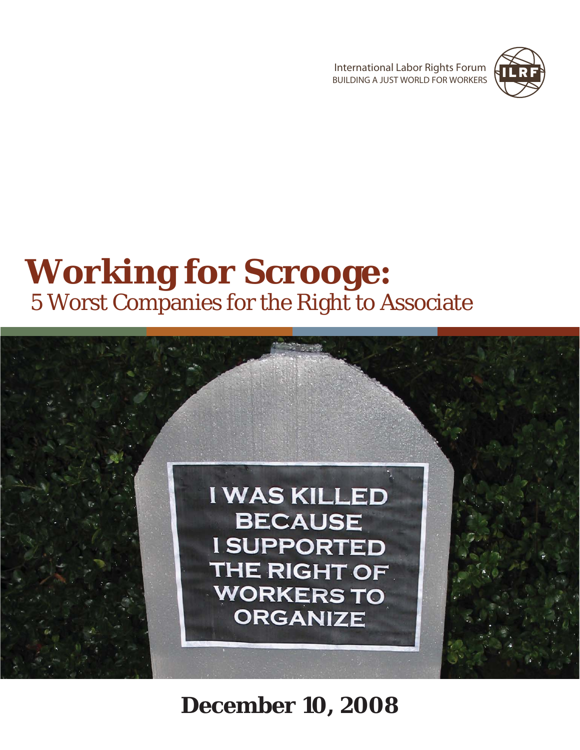International Labor Rights Forum
BUILDING A JUST WORLD FOR WORKERS

# Working for Scrooge:

## 5 Worst Companies for the Right to Associate

I WAS KILLED BECAUSE I SUPPORTED THE RIGHT OF WORKERS TO ORGANIZE

**December 10, 2008**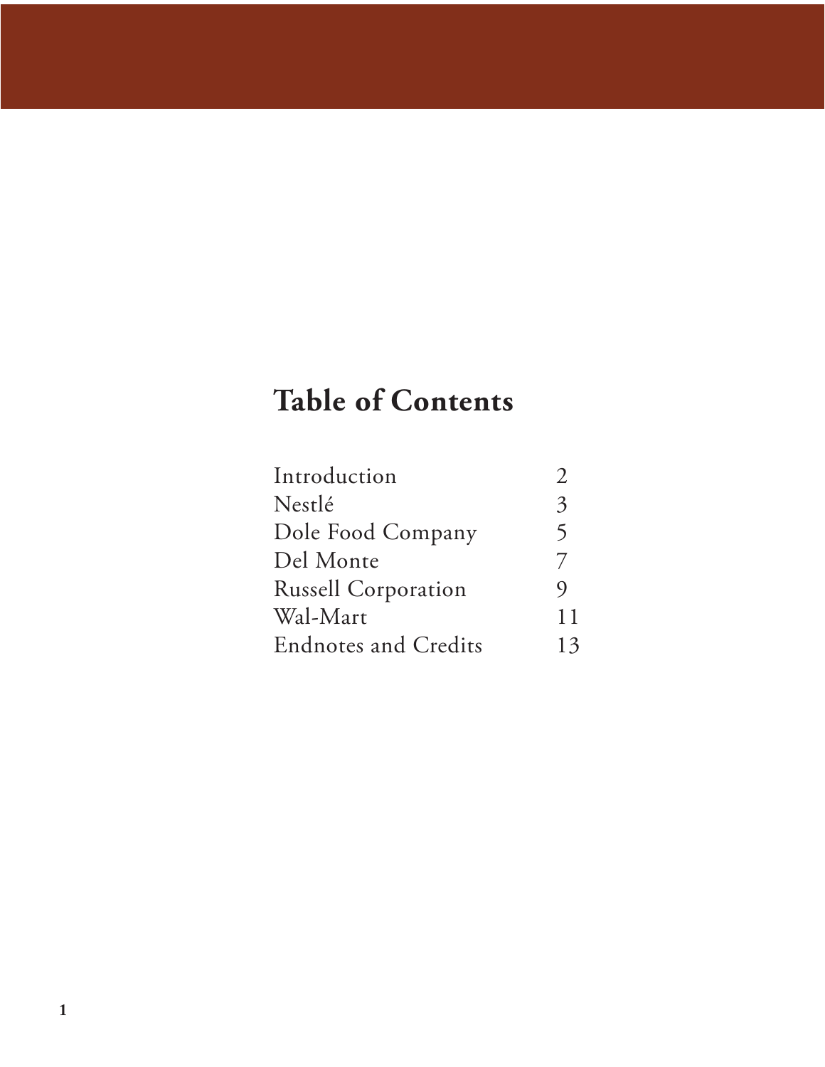# Table of Contents

| | |
|---|---|
| Introduction | 2 |
| Nestlé | 3 |
| Dole Food Company | 5 |
| Del Monte | 7 |
| Russell Corporation | 9 |
| Wal-Mart | 11 |
| Endnotes and Credits | 13 |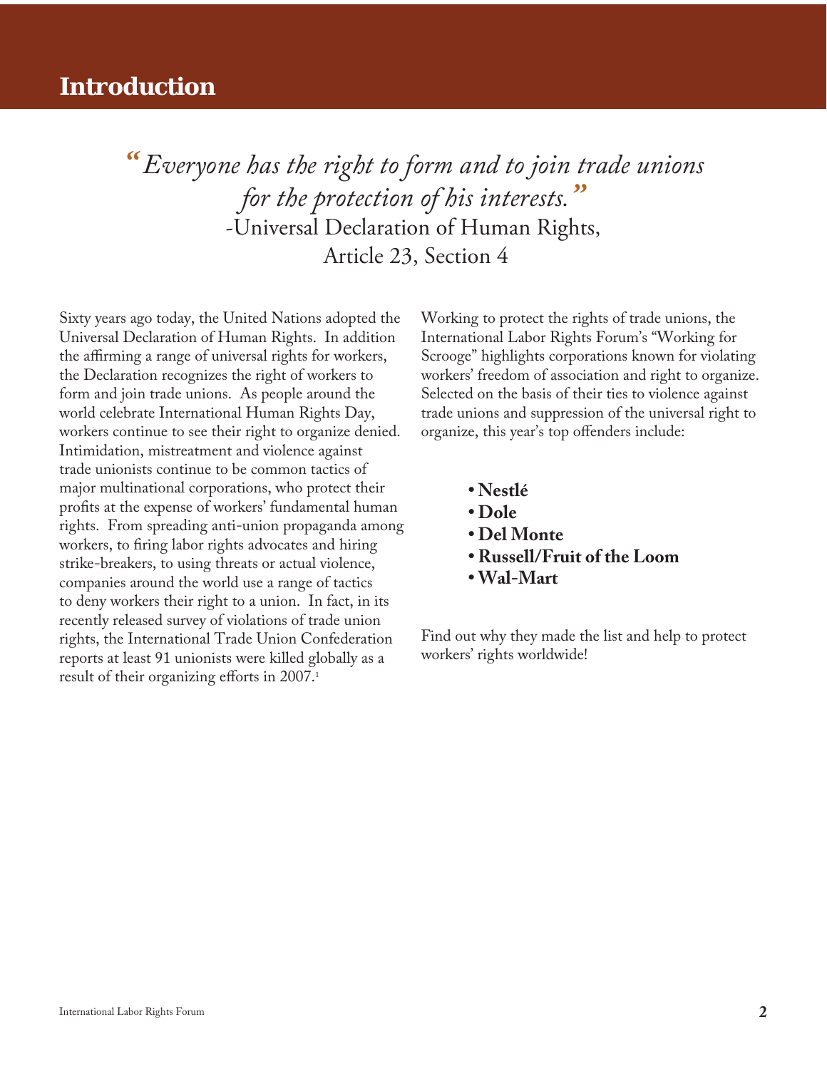# Introduction

> *"Everyone has the right to form and to join trade unions for the protection of his interests."*
> -Universal Declaration of Human Rights, Article 23, Section 4

Sixty years ago today, the United Nations adopted the Universal Declaration of Human Rights. In addition the affirming a range of universal rights for workers, the Declaration recognizes the right of workers to form and join trade unions. As people around the world celebrate International Human Rights Day, workers continue to see their right to organize denied. Intimidation, mistreatment and violence against trade unionists continue to be common tactics of major multinational corporations, who protect their profits at the expense of workers' fundamental human rights. From spreading anti-union propaganda among workers, to firing labor rights advocates and hiring strike-breakers, to using threats or actual violence, companies around the world use a range of tactics to deny workers their right to a union. In fact, in its recently released survey of violations of trade union rights, the International Trade Union Confederation reports at least 91 unionists were killed globally as a result of their organizing efforts in 2007.[1]

Working to protect the rights of trade unions, the International Labor Rights Forum's "Working for Scrooge" highlights corporations known for violating workers' freedom of association and right to organize. Selected on the basis of their ties to violence against trade unions and suppression of the universal right to organize, this year's top offenders include:

- **Nestlé**
- **Dole**
- **Del Monte**
- **Russell/Fruit of the Loom**
- **Wal-Mart**

Find out why they made the list and help to protect workers' rights worldwide!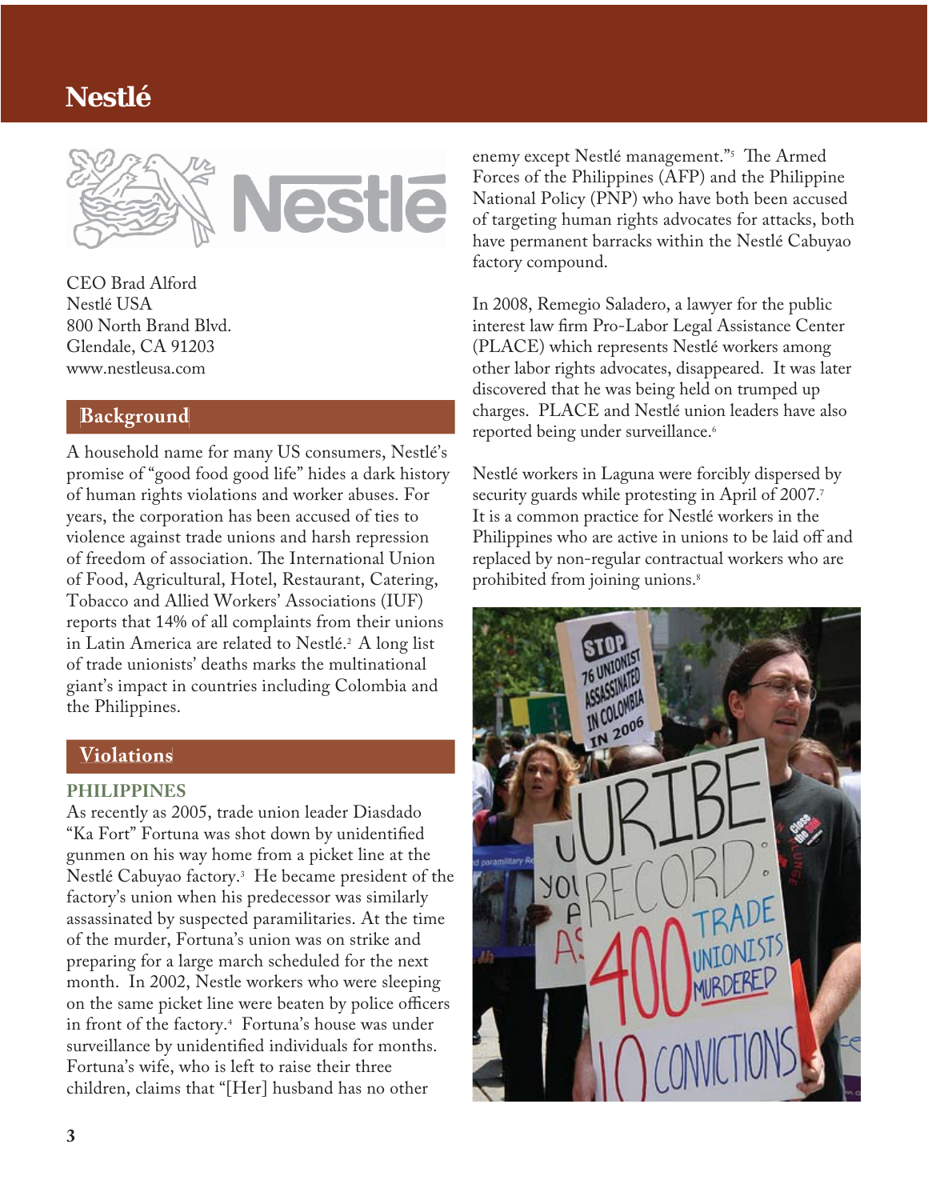# Nestlé

CEO Brad Alford
Nestlé USA
800 North Brand Blvd.
Glendale, CA 91203
www.nestleusa.com

## Background

A household name for many US consumers, Nestlé's promise of "good food good life" hides a dark history of human rights violations and worker abuses. For years, the corporation has been accused of ties to violence against trade unions and harsh repression of freedom of association. The International Union of Food, Agricultural, Hotel, Restaurant, Catering, Tobacco and Allied Workers' Associations (IUF) reports that 14% of all complaints from their unions in Latin America are related to Nestlé.[2] A long list of trade unionists' deaths marks the multinational giant's impact in countries including Colombia and the Philippines.

## Violations

### PHILIPPINES

As recently as 2005, trade union leader Diasdado "Ka Fort" Fortuna was shot down by unidentified gunmen on his way home from a picket line at the Nestlé Cabuyao factory.[3] He became president of the factory's union when his predecessor was similarly assassinated by suspected paramilitaries. At the time of the murder, Fortuna's union was on strike and preparing for a large march scheduled for the next month. In 2002, Nestle workers who were sleeping on the same picket line were beaten by police officers in front of the factory.[4] Fortuna's house was under surveillance by unidentified individuals for months. Fortuna's wife, who is left to raise their three children, claims that "[Her] husband has no other enemy except Nestlé management."[5] The Armed Forces of the Philippines (AFP) and the Philippine National Policy (PNP) who have both been accused of targeting human rights advocates for attacks, both have permanent barracks within the Nestlé Cabuyao factory compound.

In 2008, Remegio Saladero, a lawyer for the public interest law firm Pro-Labor Legal Assistance Center (PLACE) which represents Nestlé workers among other labor rights advocates, disappeared. It was later discovered that he was being held on trumped up charges. PLACE and Nestlé union leaders have also reported being under surveillance.[6]

Nestlé workers in Laguna were forcibly dispersed by security guards while protesting in April of 2007.[7] It is a common practice for Nestlé workers in the Philippines who are active in unions to be laid off and replaced by non-regular contractual workers who are prohibited from joining unions.[8]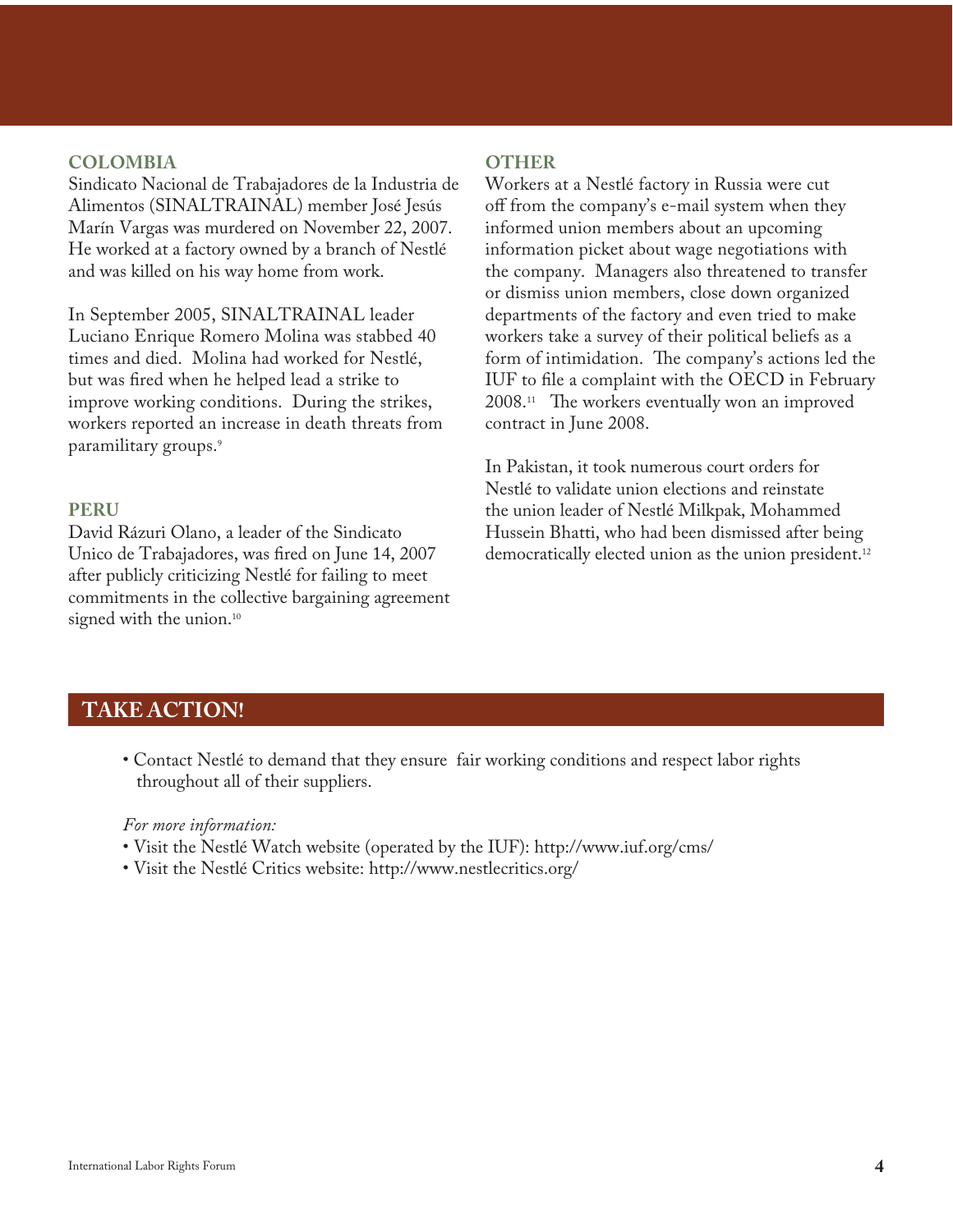## COLOMBIA

Sindicato Nacional de Trabajadores de la Industria de Alimentos (SINALTRAINAL) member José Jesús Marín Vargas was murdered on November 22, 2007. He worked at a factory owned by a branch of Nestlé and was killed on his way home from work.

In September 2005, SINALTRAINAL leader Luciano Enrique Romero Molina was stabbed 40 times and died. Molina had worked for Nestlé, but was fired when he helped lead a strike to improve working conditions. During the strikes, workers reported an increase in death threats from paramilitary groups.[9]

## PERU

David Rázuri Olano, a leader of the Sindicato Unico de Trabajadores, was fired on June 14, 2007 after publicly criticizing Nestlé for failing to meet commitments in the collective bargaining agreement signed with the union.[10]

## OTHER

Workers at a Nestlé factory in Russia were cut off from the company's e-mail system when they informed union members about an upcoming information picket about wage negotiations with the company. Managers also threatened to transfer or dismiss union members, close down organized departments of the factory and even tried to make workers take a survey of their political beliefs as a form of intimidation. The company's actions led the IUF to file a complaint with the OECD in February 2008.[11] The workers eventually won an improved contract in June 2008.

In Pakistan, it took numerous court orders for Nestlé to validate union elections and reinstate the union leader of Nestlé Milkpak, Mohammed Hussein Bhatti, who had been dismissed after being democratically elected union as the union president.[12]

## TAKE ACTION!

- Contact Nestlé to demand that they ensure fair working conditions and respect labor rights throughout all of their suppliers.

*For more information:*

- Visit the Nestlé Watch website (operated by the IUF): http://www.iuf.org/cms/
- Visit the Nestlé Critics website: http://www.nestlecritics.org/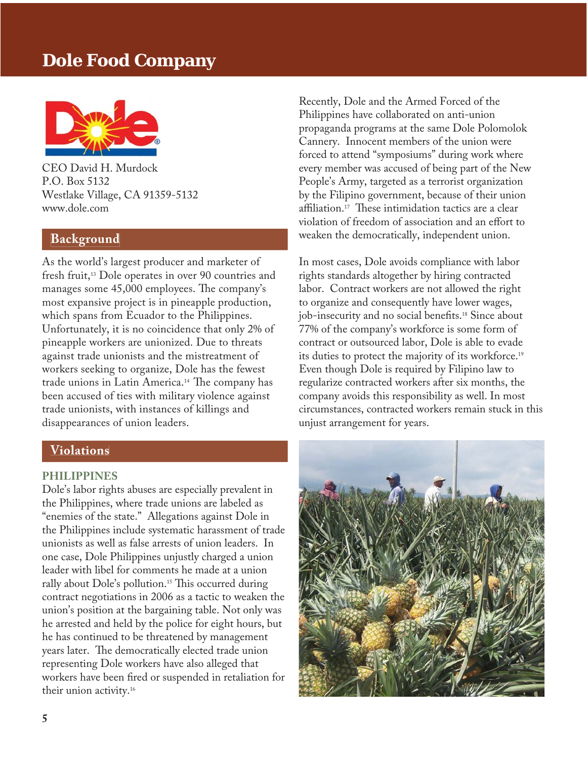# Dole Food Company

CEO David H. Murdock
P.O. Box 5132
Westlake Village, CA 91359-5132
www.dole.com

## Background

As the world's largest producer and marketer of fresh fruit,[13] Dole operates in over 90 countries and manages some 45,000 employees. The company's most expansive project is in pineapple production, which spans from Ecuador to the Philippines. Unfortunately, it is no coincidence that only 2% of pineapple workers are unionized. Due to threats against trade unionists and the mistreatment of workers seeking to organize, Dole has the fewest trade unions in Latin America.[14] The company has been accused of ties with military violence against trade unionists, with instances of killings and disappearances of union leaders.

## Violations

### PHILIPPINES

Dole's labor rights abuses are especially prevalent in the Philippines, where trade unions are labeled as "enemies of the state." Allegations against Dole in the Philippines include systematic harassment of trade unionists as well as false arrests of union leaders. In one case, Dole Philippines unjustly charged a union leader with libel for comments he made at a union rally about Dole's pollution.[15] This occurred during contract negotiations in 2006 as a tactic to weaken the union's position at the bargaining table. Not only was he arrested and held by the police for eight hours, but he has continued to be threatened by management years later. The democratically elected trade union representing Dole workers have also alleged that workers have been fired or suspended in retaliation for their union activity.[16]

Recently, Dole and the Armed Forced of the Philippines have collaborated on anti-union propaganda programs at the same Dole Polomolok Cannery. Innocent members of the union were forced to attend "symposiums" during work where every member was accused of being part of the New People's Army, targeted as a terrorist organization by the Filipino government, because of their union affiliation.[17] These intimidation tactics are a clear violation of freedom of association and an effort to weaken the democratically, independent union.

In most cases, Dole avoids compliance with labor rights standards altogether by hiring contracted labor. Contract workers are not allowed the right to organize and consequently have lower wages, job-insecurity and no social benefits.[18] Since about 77% of the company's workforce is some form of contract or outsourced labor, Dole is able to evade its duties to protect the majority of its workforce.[19] Even though Dole is required by Filipino law to regularize contracted workers after six months, the company avoids this responsibility as well. In most circumstances, contracted workers remain stuck in this unjust arrangement for years.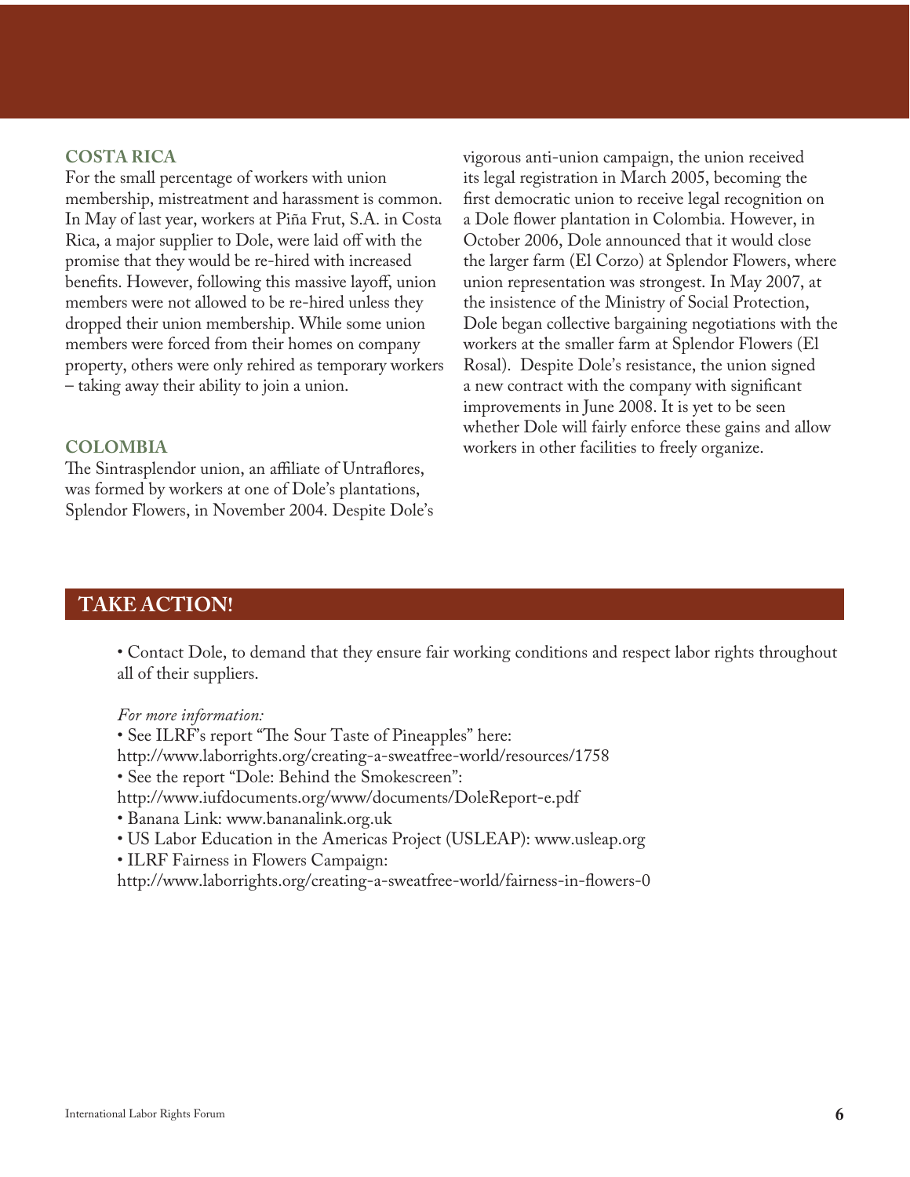## COSTA RICA

For the small percentage of workers with union membership, mistreatment and harassment is common. In May of last year, workers at Piña Frut, S.A. in Costa Rica, a major supplier to Dole, were laid off with the promise that they would be re-hired with increased benefits. However, following this massive layoff, union members were not allowed to be re-hired unless they dropped their union membership. While some union members were forced from their homes on company property, others were only rehired as temporary workers – taking away their ability to join a union.

## COLOMBIA

The Sintrasplendor union, an affiliate of Untraflores, was formed by workers at one of Dole's plantations, Splendor Flowers, in November 2004. Despite Dole's vigorous anti-union campaign, the union received its legal registration in March 2005, becoming the first democratic union to receive legal recognition on a Dole flower plantation in Colombia. However, in October 2006, Dole announced that it would close the larger farm (El Corzo) at Splendor Flowers, where union representation was strongest. In May 2007, at the insistence of the Ministry of Social Protection, Dole began collective bargaining negotiations with the workers at the smaller farm at Splendor Flowers (El Rosal). Despite Dole's resistance, the union signed a new contract with the company with significant improvements in June 2008. It is yet to be seen whether Dole will fairly enforce these gains and allow workers in other facilities to freely organize.

## TAKE ACTION!

- Contact Dole, to demand that they ensure fair working conditions and respect labor rights throughout all of their suppliers.

*For more information:*

- See ILRF's report "The Sour Taste of Pineapples" here: http://www.laborrights.org/creating-a-sweatfree-world/resources/1758
- See the report "Dole: Behind the Smokescreen": http://www.iufdocuments.org/www/documents/DoleReport-e.pdf
- Banana Link: www.bananalink.org.uk
- US Labor Education in the Americas Project (USLEAP): www.usleap.org
- ILRF Fairness in Flowers Campaign: http://www.laborrights.org/creating-a-sweatfree-world/fairness-in-flowers-0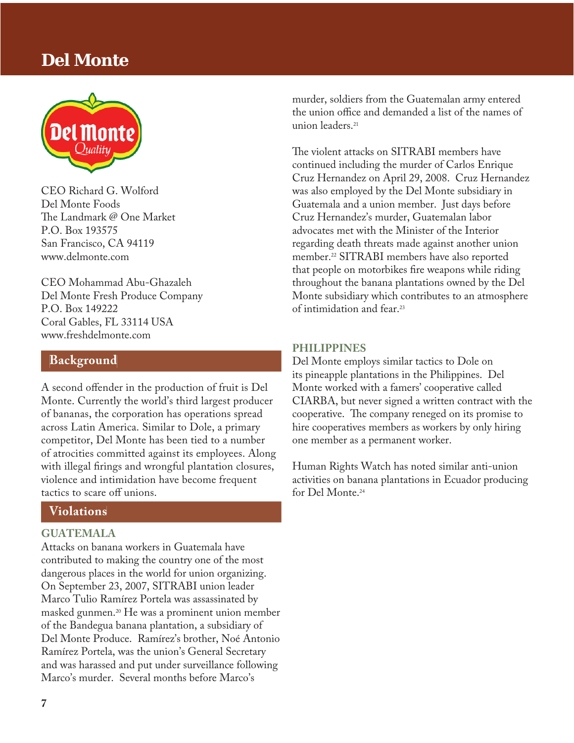# Del Monte

CEO Richard G. Wolford
Del Monte Foods
The Landmark @ One Market
P.O. Box 193575
San Francisco, CA 94119
www.delmonte.com

CEO Mohammad Abu-Ghazaleh
Del Monte Fresh Produce Company
P.O. Box 149222
Coral Gables, FL 33114 USA
www.freshdelmonte.com

## Background

A second offender in the production of fruit is Del Monte. Currently the world's third largest producer of bananas, the corporation has operations spread across Latin America. Similar to Dole, a primary competitor, Del Monte has been tied to a number of atrocities committed against its employees. Along with illegal firings and wrongful plantation closures, violence and intimidation have become frequent tactics to scare off unions.

## Violations

### GUATEMALA

Attacks on banana workers in Guatemala have contributed to making the country one of the most dangerous places in the world for union organizing. On September 23, 2007, SITRABI union leader Marco Tulio Ramírez Portela was assassinated by masked gunmen.[20] He was a prominent union member of the Bandegua banana plantation, a subsidiary of Del Monte Produce. Ramírez's brother, Noé Antonio Ramírez Portela, was the union's General Secretary and was harassed and put under surveillance following Marco's murder. Several months before Marco's murder, soldiers from the Guatemalan army entered the union office and demanded a list of the names of union leaders.[21]

The violent attacks on SITRABI members have continued including the murder of Carlos Enrique Cruz Hernandez on April 29, 2008. Cruz Hernandez was also employed by the Del Monte subsidiary in Guatemala and a union member. Just days before Cruz Hernandez's murder, Guatemalan labor advocates met with the Minister of the Interior regarding death threats made against another union member.[22] SITRABI members have also reported that people on motorbikes fire weapons while riding throughout the banana plantations owned by the Del Monte subsidiary which contributes to an atmosphere of intimidation and fear.[23]

### PHILIPPINES

Del Monte employs similar tactics to Dole on its pineapple plantations in the Philippines. Del Monte worked with a famers' cooperative called CIARBA, but never signed a written contract with the cooperative. The company reneged on its promise to hire cooperatives members as workers by only hiring one member as a permanent worker.

Human Rights Watch has noted similar anti-union activities on banana plantations in Ecuador producing for Del Monte.[24]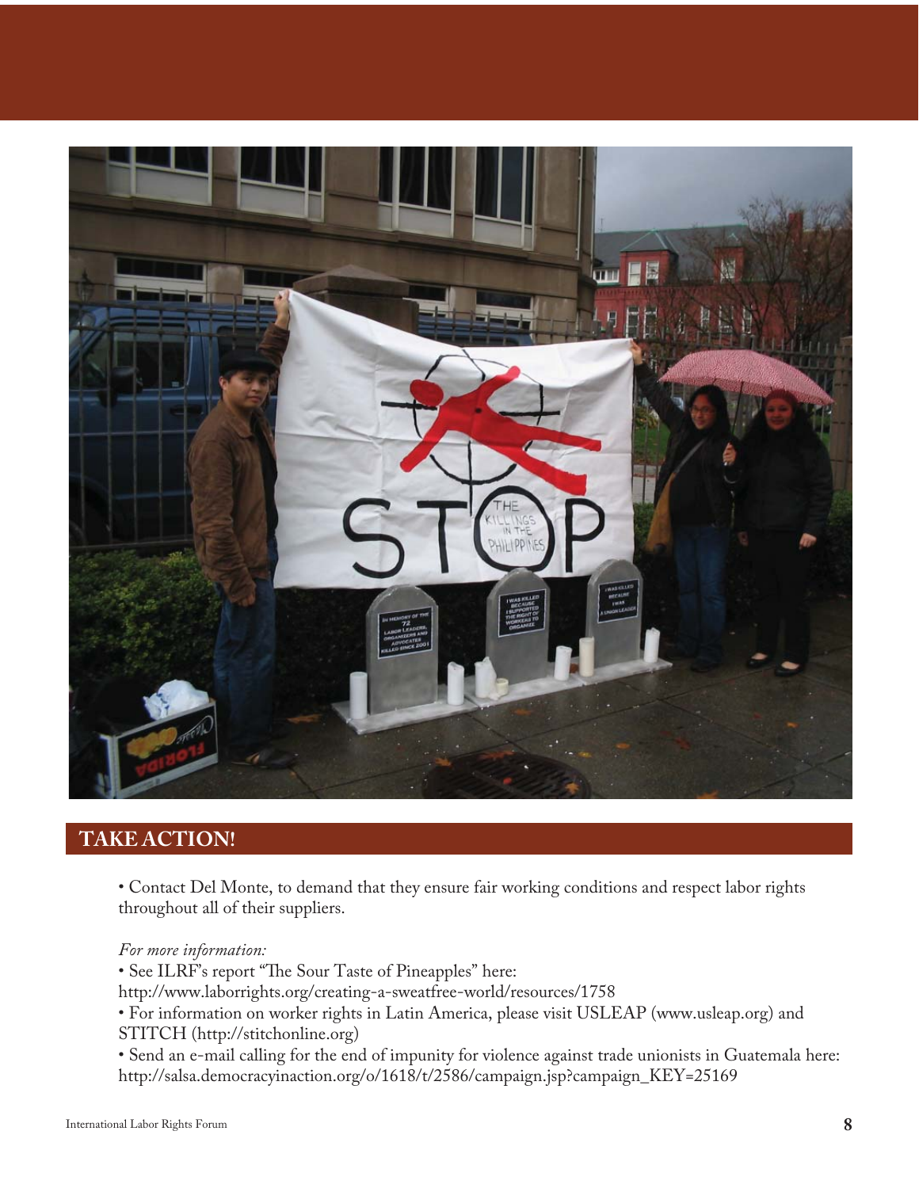## TAKE ACTION!

- Contact Del Monte, to demand that they ensure fair working conditions and respect labor rights throughout all of their suppliers.

*For more information:*

- See ILRF's report "The Sour Taste of Pineapples" here: http://www.laborrights.org/creating-a-sweatfree-world/resources/1758
- For information on worker rights in Latin America, please visit USLEAP (www.usleap.org) and STITCH (http://stitchonline.org)
- Send an e-mail calling for the end of impunity for violence against trade unionists in Guatemala here: http://salsa.democracyinaction.org/o/1618/t/2586/campaign.jsp?campaign_KEY=25169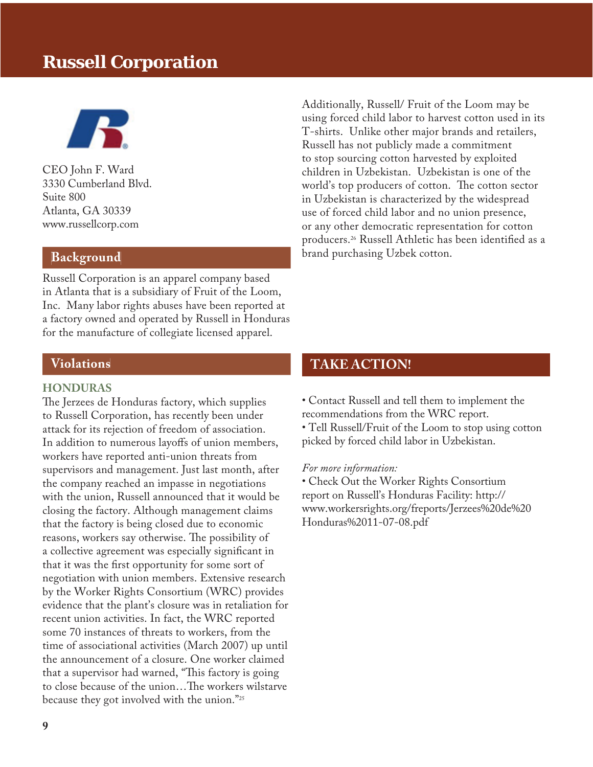# Russell Corporation

CEO John F. Ward
3330 Cumberland Blvd.
Suite 800
Atlanta, GA 30339
www.russellcorp.com

## Background

Russell Corporation is an apparel company based in Atlanta that is a subsidiary of Fruit of the Loom, Inc. Many labor rights abuses have been reported at a factory owned and operated by Russell in Honduras for the manufacture of collegiate licensed apparel.

## Violations

### HONDURAS

The Jerzees de Honduras factory, which supplies to Russell Corporation, has recently been under attack for its rejection of freedom of association. In addition to numerous layoffs of union members, workers have reported anti-union threats from supervisors and management. Just last month, after the company reached an impasse in negotiations with the union, Russell announced that it would be closing the factory. Although management claims that the factory is being closed due to economic reasons, workers say otherwise. The possibility of a collective agreement was especially significant in that it was the first opportunity for some sort of negotiation with union members. Extensive research by the Worker Rights Consortium (WRC) provides evidence that the plant's closure was in retaliation for recent union activities. In fact, the WRC reported some 70 instances of threats to workers, from the time of associational activities (March 2007) up until the announcement of a closure. One worker claimed that a supervisor had warned, "This factory is going to close because of the union…The workers wilstarve because they got involved with the union."[25]

Additionally, Russell/ Fruit of the Loom may be using forced child labor to harvest cotton used in its T-shirts. Unlike other major brands and retailers, Russell has not publicly made a commitment to stop sourcing cotton harvested by exploited children in Uzbekistan. Uzbekistan is one of the world's top producers of cotton. The cotton sector in Uzbekistan is characterized by the widespread use of forced child labor and no union presence, or any other democratic representation for cotton producers.[26] Russell Athletic has been identified as a brand purchasing Uzbek cotton.

## TAKE ACTION!

- Contact Russell and tell them to implement the recommendations from the WRC report.
- Tell Russell/Fruit of the Loom to stop using cotton picked by forced child labor in Uzbekistan.

*For more information:*

- Check Out the Worker Rights Consortium report on Russell's Honduras Facility: http://www.workersrights.org/freports/Jerzees%20de%20Honduras%2011-07-08.pdf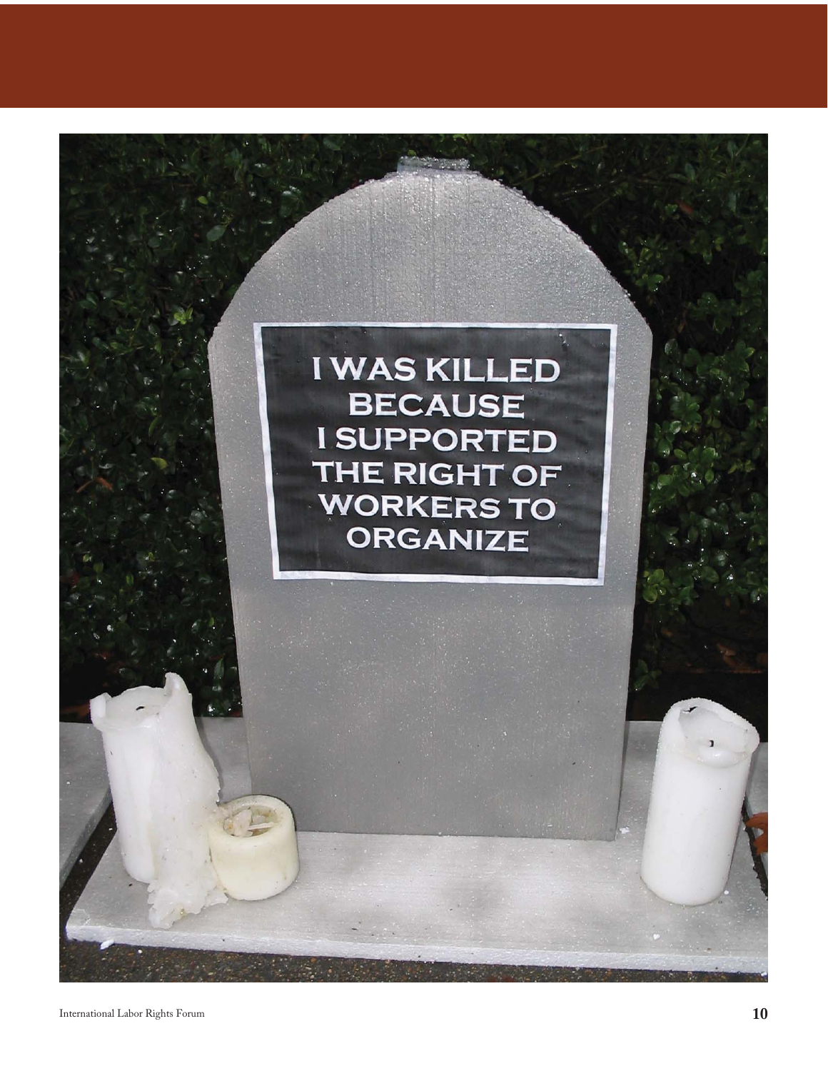I WAS KILLED BECAUSE I SUPPORTED THE RIGHT OF WORKERS TO ORGANIZE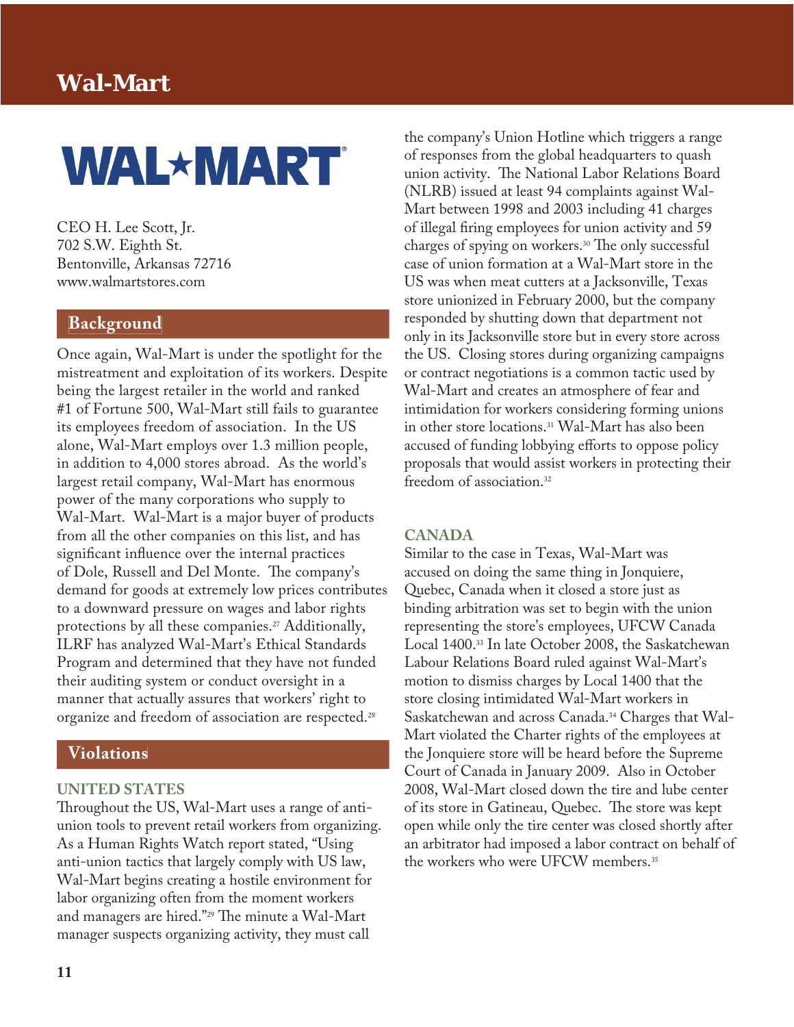# Wal-Mart

WAL★MART

CEO H. Lee Scott, Jr.
702 S.W. Eighth St.
Bentonville, Arkansas 72716
www.walmartstores.com

## Background

Once again, Wal-Mart is under the spotlight for the mistreatment and exploitation of its workers. Despite being the largest retailer in the world and ranked #1 of Fortune 500, Wal-Mart still fails to guarantee its employees freedom of association. In the US alone, Wal-Mart employs over 1.3 million people, in addition to 4,000 stores abroad. As the world's largest retail company, Wal-Mart has enormous power of the many corporations who supply to Wal-Mart. Wal-Mart is a major buyer of products from all the other companies on this list, and has significant influence over the internal practices of Dole, Russell and Del Monte. The company's demand for goods at extremely low prices contributes to a downward pressure on wages and labor rights protections by all these companies.[27] Additionally, ILRF has analyzed Wal-Mart's Ethical Standards Program and determined that they have not funded their auditing system or conduct oversight in a manner that actually assures that workers' right to organize and freedom of association are respected.[28]

## Violations

### UNITED STATES

Throughout the US, Wal-Mart uses a range of anti-union tools to prevent retail workers from organizing. As a Human Rights Watch report stated, "Using anti-union tactics that largely comply with US law, Wal-Mart begins creating a hostile environment for labor organizing often from the moment workers and managers are hired."[29] The minute a Wal-Mart manager suspects organizing activity, they must call the company's Union Hotline which triggers a range of responses from the global headquarters to quash union activity. The National Labor Relations Board (NLRB) issued at least 94 complaints against Wal-Mart between 1998 and 2003 including 41 charges of illegal firing employees for union activity and 59 charges of spying on workers.[30] The only successful case of union formation at a Wal-Mart store in the US was when meat cutters at a Jacksonville, Texas store unionized in February 2000, but the company responded by shutting down that department not only in its Jacksonville store but in every store across the US. Closing stores during organizing campaigns or contract negotiations is a common tactic used by Wal-Mart and creates an atmosphere of fear and intimidation for workers considering forming unions in other store locations.[31] Wal-Mart has also been accused of funding lobbying efforts to oppose policy proposals that would assist workers in protecting their freedom of association.[32]

### CANADA

Similar to the case in Texas, Wal-Mart was accused on doing the same thing in Jonquiere, Quebec, Canada when it closed a store just as binding arbitration was set to begin with the union representing the store's employees, UFCW Canada Local 1400.[33] In late October 2008, the Saskatchewan Labour Relations Board ruled against Wal-Mart's motion to dismiss charges by Local 1400 that the store closing intimidated Wal-Mart workers in Saskatchewan and across Canada.[34] Charges that Wal-Mart violated the Charter rights of the employees at the Jonquiere store will be heard before the Supreme Court of Canada in January 2009. Also in October 2008, Wal-Mart closed down the tire and lube center of its store in Gatineau, Quebec. The store was kept open while only the tire center was closed shortly after an arbitrator had imposed a labor contract on behalf of the workers who were UFCW members.[35]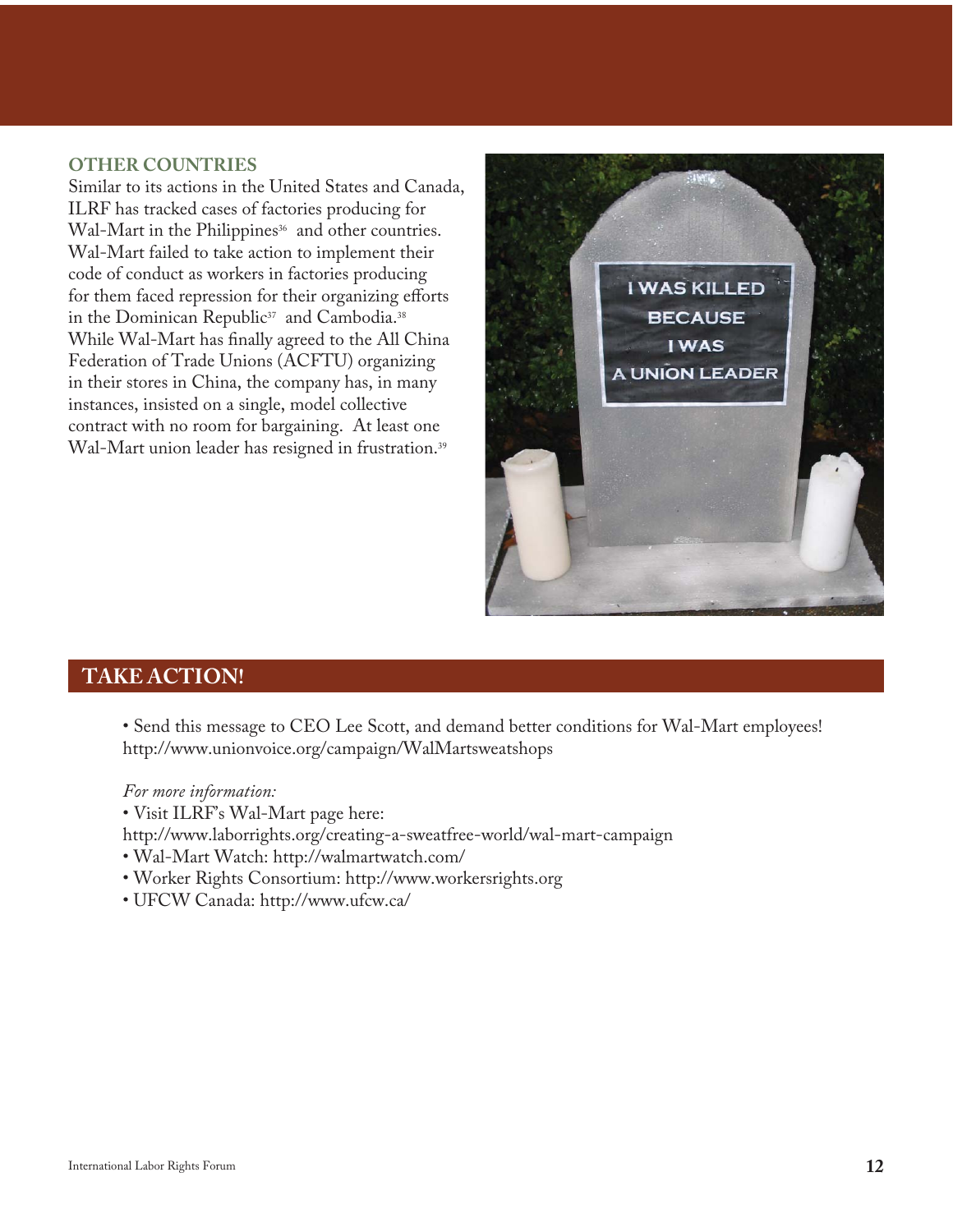### OTHER COUNTRIES

Similar to its actions in the United States and Canada, ILRF has tracked cases of factories producing for Wal-Mart in the Philippines[36] and other countries. Wal-Mart failed to take action to implement their code of conduct as workers in factories producing for them faced repression for their organizing efforts in the Dominican Republic[37] and Cambodia.[38] While Wal-Mart has finally agreed to the All China Federation of Trade Unions (ACFTU) organizing in their stores in China, the company has, in many instances, insisted on a single, model collective contract with no room for bargaining. At least one Wal-Mart union leader has resigned in frustration.[39]

## TAKE ACTION!

- Send this message to CEO Lee Scott, and demand better conditions for Wal-Mart employees! http://www.unionvoice.org/campaign/WalMartsweatshops

*For more information:*

- Visit ILRF's Wal-Mart page here: http://www.laborrights.org/creating-a-sweatfree-world/wal-mart-campaign
- Wal-Mart Watch: http://walmartwatch.com/
- Worker Rights Consortium: http://www.workersrights.org
- UFCW Canada: http://www.ufcw.ca/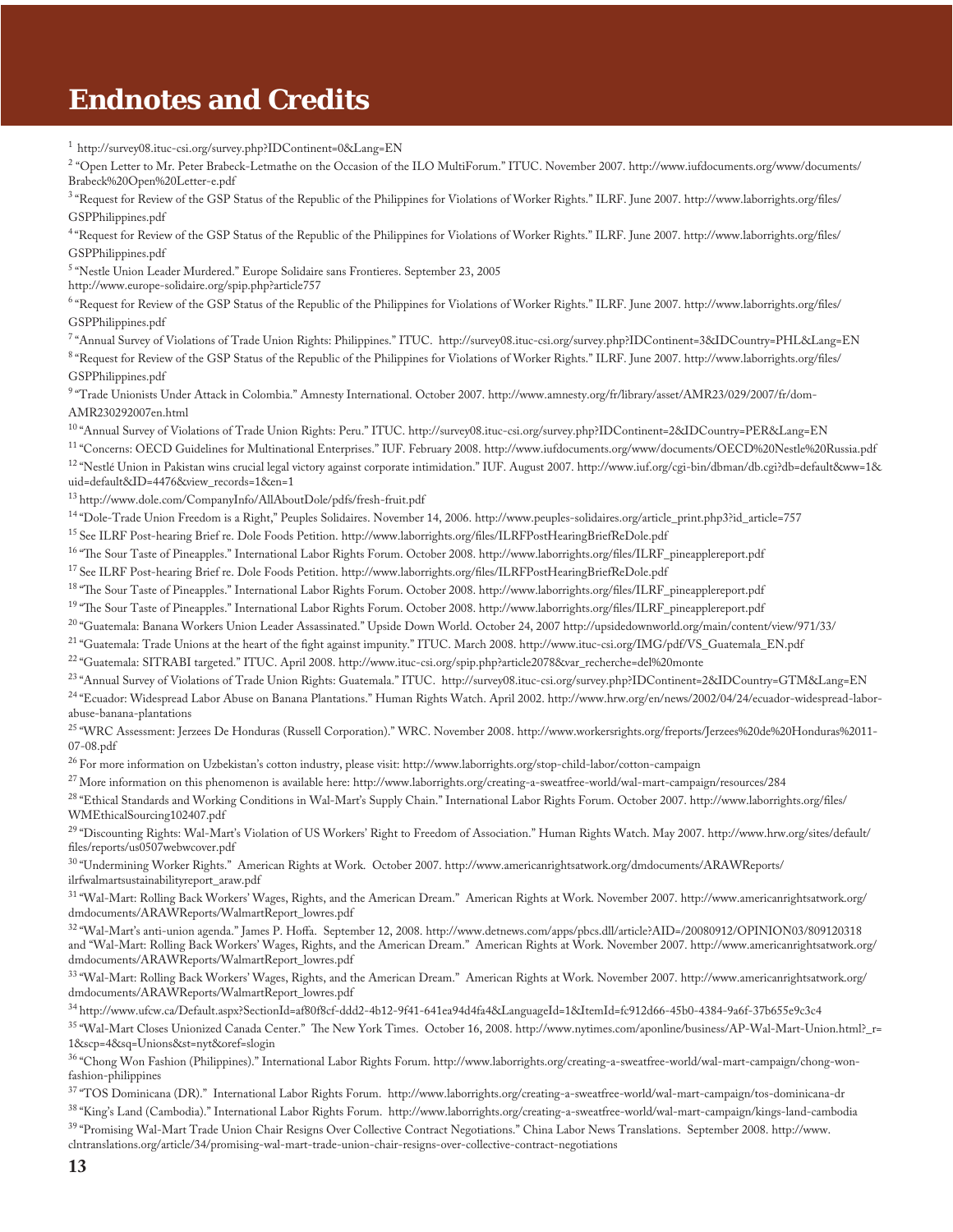# Endnotes and Credits

[1] http://survey08.ituc-csi.org/survey.php?IDContinent=0&Lang=EN

[2] "Open Letter to Mr. Peter Brabeck-Letmathe on the Occasion of the ILO MultiForum." ITUC. November 2007. http://www.iufdocuments.org/www/documents/Brabeck%20Open%20Letter-e.pdf

[3] "Request for Review of the GSP Status of the Republic of the Philippines for Violations of Worker Rights." ILRF. June 2007. http://www.laborrights.org/files/GSPPhilippines.pdf

[4] "Request for Review of the GSP Status of the Republic of the Philippines for Violations of Worker Rights." ILRF. June 2007. http://www.laborrights.org/files/GSPPhilippines.pdf

[5] "Nestle Union Leader Murdered." Europe Solidaire sans Frontieres. September 23, 2005 http://www.europe-solidaire.org/spip.php?article757

[6] "Request for Review of the GSP Status of the Republic of the Philippines for Violations of Worker Rights." ILRF. June 2007. http://www.laborrights.org/files/GSPPhilippines.pdf

[7] "Annual Survey of Violations of Trade Union Rights: Philippines." ITUC. http://survey08.ituc-csi.org/survey.php?IDContinent=3&IDCountry=PHL&Lang=EN

[8] "Request for Review of the GSP Status of the Republic of the Philippines for Violations of Worker Rights." ILRF. June 2007. http://www.laborrights.org/files/GSPPhilippines.pdf

[9] "Trade Unionists Under Attack in Colombia." Amnesty International. October 2007. http://www.amnesty.org/fr/library/asset/AMR23/029/2007/fr/dom-AMR230292007en.html

[10] "Annual Survey of Violations of Trade Union Rights: Peru." ITUC. http://survey08.ituc-csi.org/survey.php?IDContinent=2&IDCountry=PER&Lang=EN

[11] "Concerns: OECD Guidelines for Multinational Enterprises." IUF. February 2008. http://www.iufdocuments.org/www/documents/OECD%20Nestle%20Russia.pdf

[12] "Nestlé Union in Pakistan wins crucial legal victory against corporate intimidation." IUF. August 2007. http://www.iuf.org/cgi-bin/dbman/db.cgi?db=default&ww=1&uid=default&ID=4476&view_records=1&en=1

[13] http://www.dole.com/CompanyInfo/AllAboutDole/pdfs/fresh-fruit.pdf

[14] "Dole-Trade Union Freedom is a Right," Peuples Solidaires. November 14, 2006. http://www.peuples-solidaires.org/article_print.php3?id_article=757

[15] See ILRF Post-hearing Brief re. Dole Foods Petition. http://www.laborrights.org/files/ILRFPostHearingBriefReDole.pdf

[16] "The Sour Taste of Pineapples." International Labor Rights Forum. October 2008. http://www.laborrights.org/files/ILRF_pineapplereport.pdf

[17] See ILRF Post-hearing Brief re. Dole Foods Petition. http://www.laborrights.org/files/ILRFPostHearingBriefReDole.pdf

[18] "The Sour Taste of Pineapples." International Labor Rights Forum. October 2008. http://www.laborrights.org/files/ILRF_pineapplereport.pdf

[19] "The Sour Taste of Pineapples." International Labor Rights Forum. October 2008. http://www.laborrights.org/files/ILRF_pineapplereport.pdf

[20] "Guatemala: Banana Workers Union Leader Assassinated." Upside Down World. October 24, 2007 http://upsidedownworld.org/main/content/view/971/33/

[21] "Guatemala: Trade Unions at the heart of the fight against impunity." ITUC. March 2008. http://www.ituc-csi.org/IMG/pdf/VS_Guatemala_EN.pdf

[22] "Guatemala: SITRABI targeted." ITUC. April 2008. http://www.ituc-csi.org/spip.php?article2078&var_recherche=del%20monte

[23] "Annual Survey of Violations of Trade Union Rights: Guatemala." ITUC. http://survey08.ituc-csi.org/survey.php?IDContinent=2&IDCountry=GTM&Lang=EN

[24] "Ecuador: Widespread Labor Abuse on Banana Plantations." Human Rights Watch. April 2002. http://www.hrw.org/en/news/2002/04/24/ecuador-widespread-labor-abuse-banana-plantations

[25] "WRC Assessment: Jerzees De Honduras (Russell Corporation)." WRC. November 2008. http://www.workersrights.org/freports/Jerzees%20de%20Honduras%2011-07-08.pdf

[26] For more information on Uzbekistan's cotton industry, please visit: http://www.laborrights.org/stop-child-labor/cotton-campaign

[27] More information on this phenomenon is available here: http://www.laborrights.org/creating-a-sweatfree-world/wal-mart-campaign/resources/284

[28] "Ethical Standards and Working Conditions in Wal-Mart's Supply Chain." International Labor Rights Forum. October 2007. http://www.laborrights.org/files/WMEthicalSourcing102407.pdf

[29] "Discounting Rights: Wal-Mart's Violation of US Workers' Right to Freedom of Association." Human Rights Watch. May 2007. http://www.hrw.org/sites/default/files/reports/us0507webwcover.pdf

[30] "Undermining Worker Rights." American Rights at Work. October 2007. http://www.americanrightsatwork.org/dmdocuments/ARAWReports/ilrfwalmartsustainabilityreport_araw.pdf

[31] "Wal-Mart: Rolling Back Workers' Wages, Rights, and the American Dream." American Rights at Work. November 2007. http://www.americanrightsatwork.org/dmdocuments/ARAWReports/WalmartReport_lowres.pdf

[32] "Wal-Mart's anti-union agenda." James P. Hoffa. September 12, 2008. http://www.detnews.com/apps/pbcs.dll/article?AID=/20080912/OPINION03/809120318 and "Wal-Mart: Rolling Back Workers' Wages, Rights, and the American Dream." American Rights at Work. November 2007. http://www.americanrightsatwork.org/dmdocuments/ARAWReports/WalmartReport_lowres.pdf

[33] "Wal-Mart: Rolling Back Workers' Wages, Rights, and the American Dream." American Rights at Work. November 2007. http://www.americanrightsatwork.org/dmdocuments/ARAWReports/WalmartReport_lowres.pdf

[34] http://www.ufcw.ca/Default.aspx?SectionId=af80f8cf-ddd2-4b12-9f41-641ea94d4fa4&LanguageId=1&ItemId=fc912d66-45b0-4384-9a6f-37b655e9c3c4

[35] "Wal-Mart Closes Unionized Canada Center." The New York Times. October 16, 2008. http://www.nytimes.com/aponline/business/AP-Wal-Mart-Union.html?_r=1&scp=4&sq=Unions&st=nyt&oref=slogin

[36] "Chong Won Fashion (Philippines)." International Labor Rights Forum. http://www.laborrights.org/creating-a-sweatfree-world/wal-mart-campaign/chong-won-fashion-philippines

[37] "TOS Dominicana (DR)." International Labor Rights Forum. http://www.laborrights.org/creating-a-sweatfree-world/wal-mart-campaign/tos-dominicana-dr

[38] "King's Land (Cambodia)." International Labor Rights Forum. http://www.laborrights.org/creating-a-sweatfree-world/wal-mart-campaign/kings-land-cambodia

[39] "Promising Wal-Mart Trade Union Chair Resigns Over Collective Contract Negotiations." China Labor News Translations. September 2008. http://www.clntranslations.org/article/34/promising-wal-mart-trade-union-chair-resigns-over-collective-contract-negotiations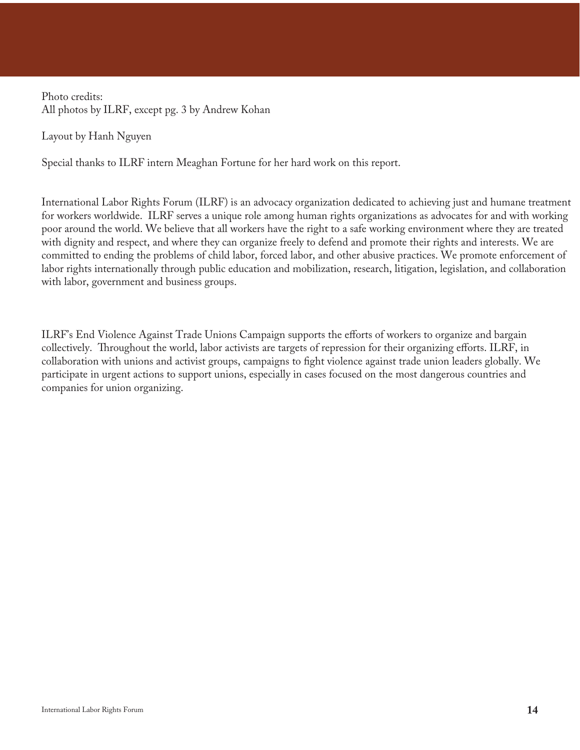Photo credits:
All photos by ILRF, except pg. 3 by Andrew Kohan

Layout by Hanh Nguyen

Special thanks to ILRF intern Meaghan Fortune for her hard work on this report.

International Labor Rights Forum (ILRF) is an advocacy organization dedicated to achieving just and humane treatment for workers worldwide. ILRF serves a unique role among human rights organizations as advocates for and with working poor around the world. We believe that all workers have the right to a safe working environment where they are treated with dignity and respect, and where they can organize freely to defend and promote their rights and interests. We are committed to ending the problems of child labor, forced labor, and other abusive practices. We promote enforcement of labor rights internationally through public education and mobilization, research, litigation, legislation, and collaboration with labor, government and business groups.

ILRF's End Violence Against Trade Unions Campaign supports the efforts of workers to organize and bargain collectively. Throughout the world, labor activists are targets of repression for their organizing efforts. ILRF, in collaboration with unions and activist groups, campaigns to fight violence against trade union leaders globally. We participate in urgent actions to support unions, especially in cases focused on the most dangerous countries and companies for union organizing.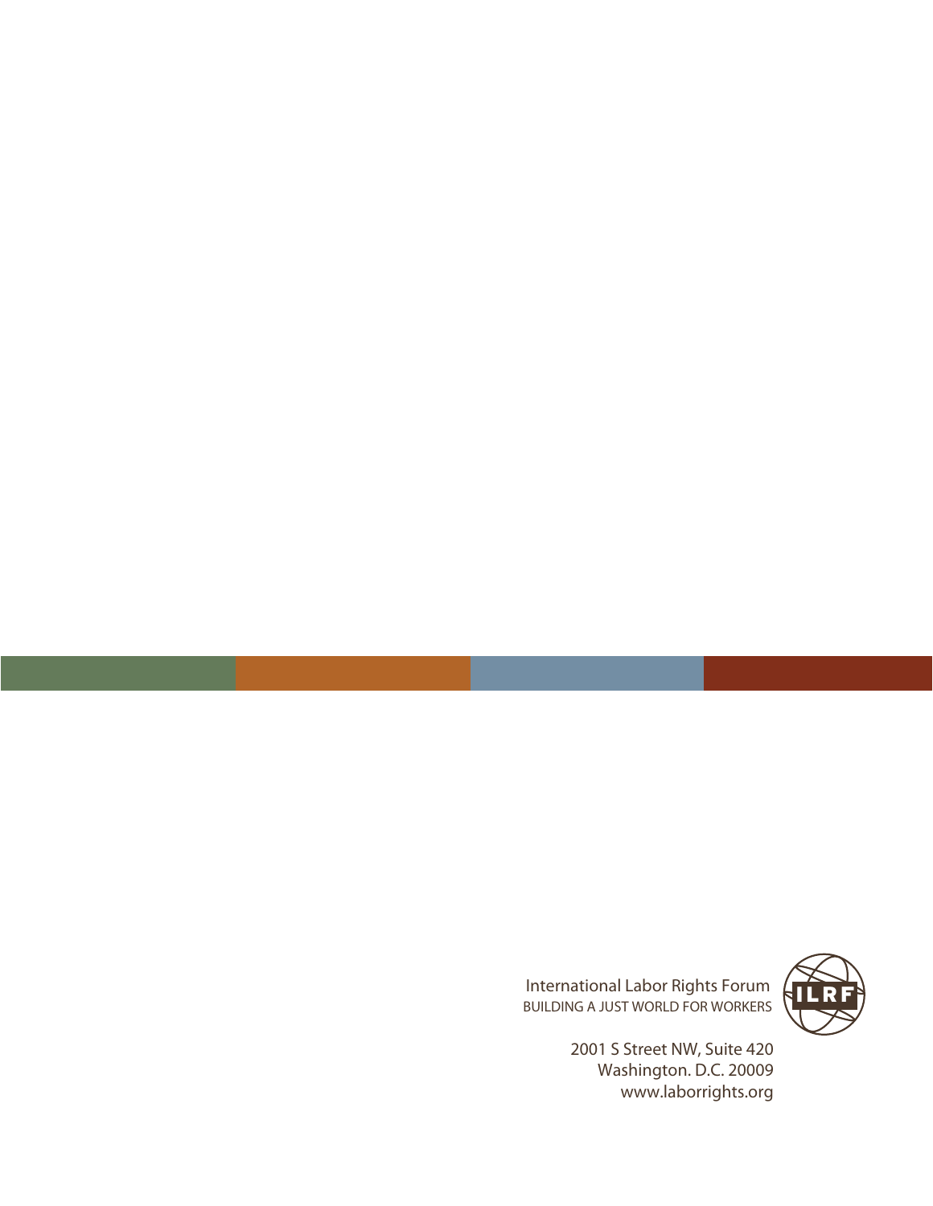International Labor Rights Forum
BUILDING A JUST WORLD FOR WORKERS

ILRF

2001 S Street NW, Suite 420
Washington. D.C. 20009
www.laborrights.org